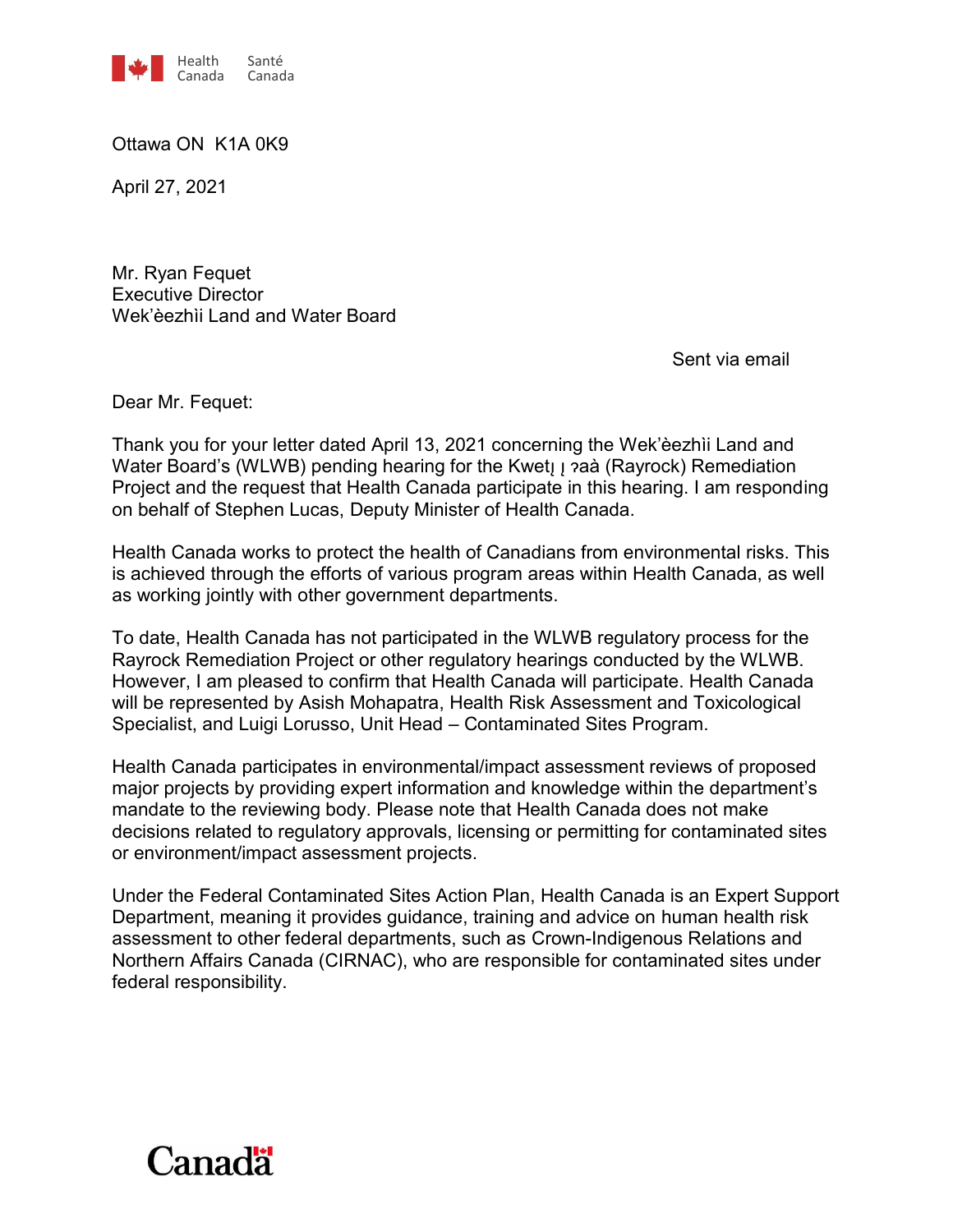Health Canada    Santé Canada

Ottawa ON  K1A 0K9

April 27, 2021

Mr. Ryan Fequet
Executive Director
Wek'èezhìi Land and Water Board

Sent via email

Dear Mr. Fequet:

Thank you for your letter dated April 13, 2021 concerning the Wek'èezhìi Land and Water Board's (WLWB) pending hearing for the Kwetį į ʔaà (Rayrock) Remediation Project and the request that Health Canada participate in this hearing. I am responding on behalf of Stephen Lucas, Deputy Minister of Health Canada.

Health Canada works to protect the health of Canadians from environmental risks. This is achieved through the efforts of various program areas within Health Canada, as well as working jointly with other government departments.

To date, Health Canada has not participated in the WLWB regulatory process for the Rayrock Remediation Project or other regulatory hearings conducted by the WLWB. However, I am pleased to confirm that Health Canada will participate. Health Canada will be represented by Asish Mohapatra, Health Risk Assessment and Toxicological Specialist, and Luigi Lorusso, Unit Head – Contaminated Sites Program.

Health Canada participates in environmental/impact assessment reviews of proposed major projects by providing expert information and knowledge within the department's mandate to the reviewing body. Please note that Health Canada does not make decisions related to regulatory approvals, licensing or permitting for contaminated sites or environment/impact assessment projects.

Under the Federal Contaminated Sites Action Plan, Health Canada is an Expert Support Department, meaning it provides guidance, training and advice on human health risk assessment to other federal departments, such as Crown-Indigenous Relations and Northern Affairs Canada (CIRNAC), who are responsible for contaminated sites under federal responsibility.

Canada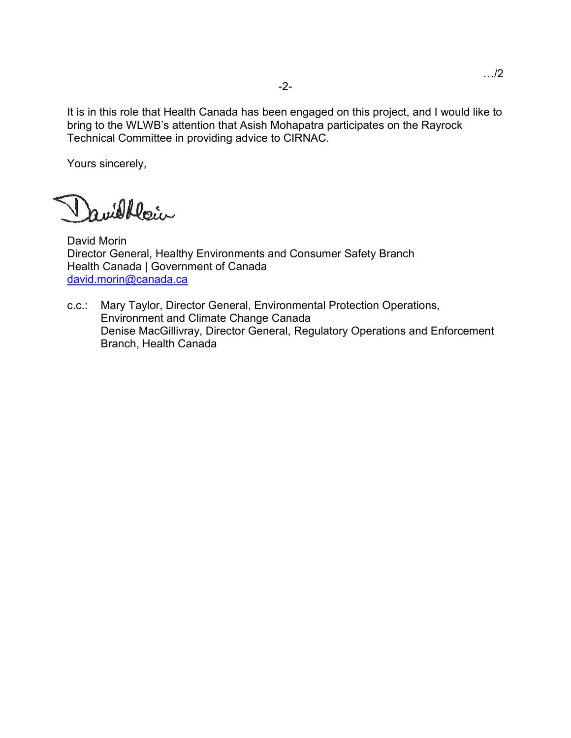It is in this role that Health Canada has been engaged on this project, and I would like to bring to the WLWB's attention that Asish Mohapatra participates on the Rayrock Technical Committee in providing advice to CIRNAC.

Yours sincerely,

David Morin
Director General, Healthy Environments and Consumer Safety Branch
Health Canada | Government of Canada
david.morin@canada.ca

c.c.: Mary Taylor, Director General, Environmental Protection Operations, Environment and Climate Change Canada
Denise MacGillivray, Director General, Regulatory Operations and Enforcement Branch, Health Canada